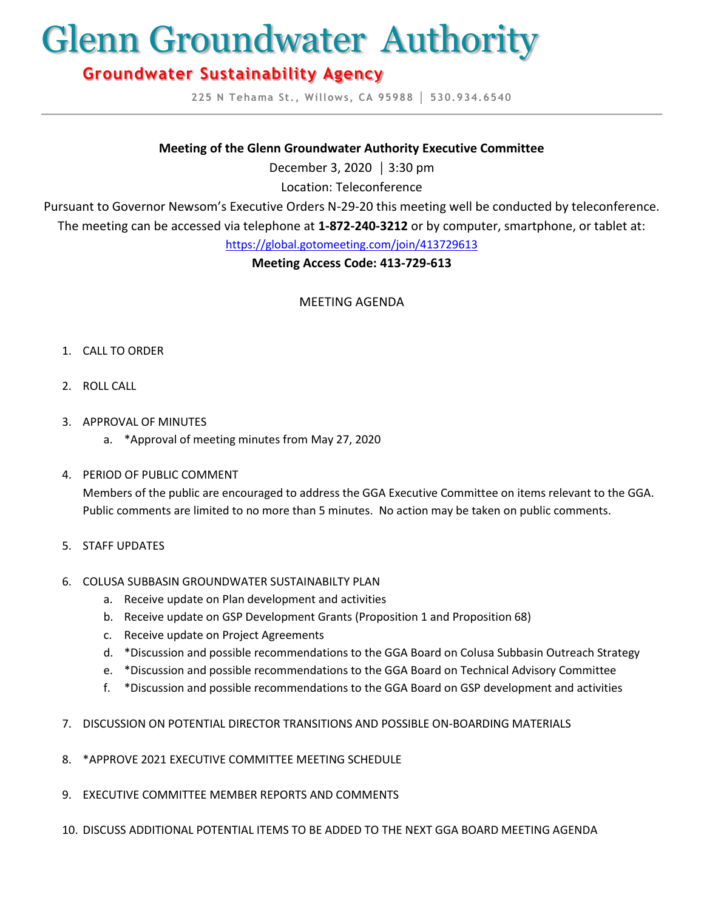# Glenn Groundwater Authority

## Groundwater Sustainability Agency

225 N Tehama St., Willows, CA 95988 │ 530.934.6540

---

**Meeting of the Glenn Groundwater Authority Executive Committee**

December 3, 2020 │ 3:30 pm

Location: Teleconference

Pursuant to Governor Newsom's Executive Orders N-29-20 this meeting well be conducted by teleconference. The meeting can be accessed via telephone at **1-872-240-3212** or by computer, smartphone, or tablet at: https://global.gotomeeting.com/join/413729613

**Meeting Access Code: 413-729-613**

MEETING AGENDA

1. CALL TO ORDER

2. ROLL CALL

3. APPROVAL OF MINUTES
   a. *Approval of meeting minutes from May 27, 2020

4. PERIOD OF PUBLIC COMMENT
   Members of the public are encouraged to address the GGA Executive Committee on items relevant to the GGA. Public comments are limited to no more than 5 minutes. No action may be taken on public comments.

5. STAFF UPDATES

6. COLUSA SUBBASIN GROUNDWATER SUSTAINABILTY PLAN
   a. Receive update on Plan development and activities
   b. Receive update on GSP Development Grants (Proposition 1 and Proposition 68)
   c. Receive update on Project Agreements
   d. *Discussion and possible recommendations to the GGA Board on Colusa Subbasin Outreach Strategy
   e. *Discussion and possible recommendations to the GGA Board on Technical Advisory Committee
   f. *Discussion and possible recommendations to the GGA Board on GSP development and activities

7. DISCUSSION ON POTENTIAL DIRECTOR TRANSITIONS AND POSSIBLE ON-BOARDING MATERIALS

8. *APPROVE 2021 EXECUTIVE COMMITTEE MEETING SCHEDULE

9. EXECUTIVE COMMITTEE MEMBER REPORTS AND COMMENTS

10. DISCUSS ADDITIONAL POTENTIAL ITEMS TO BE ADDED TO THE NEXT GGA BOARD MEETING AGENDA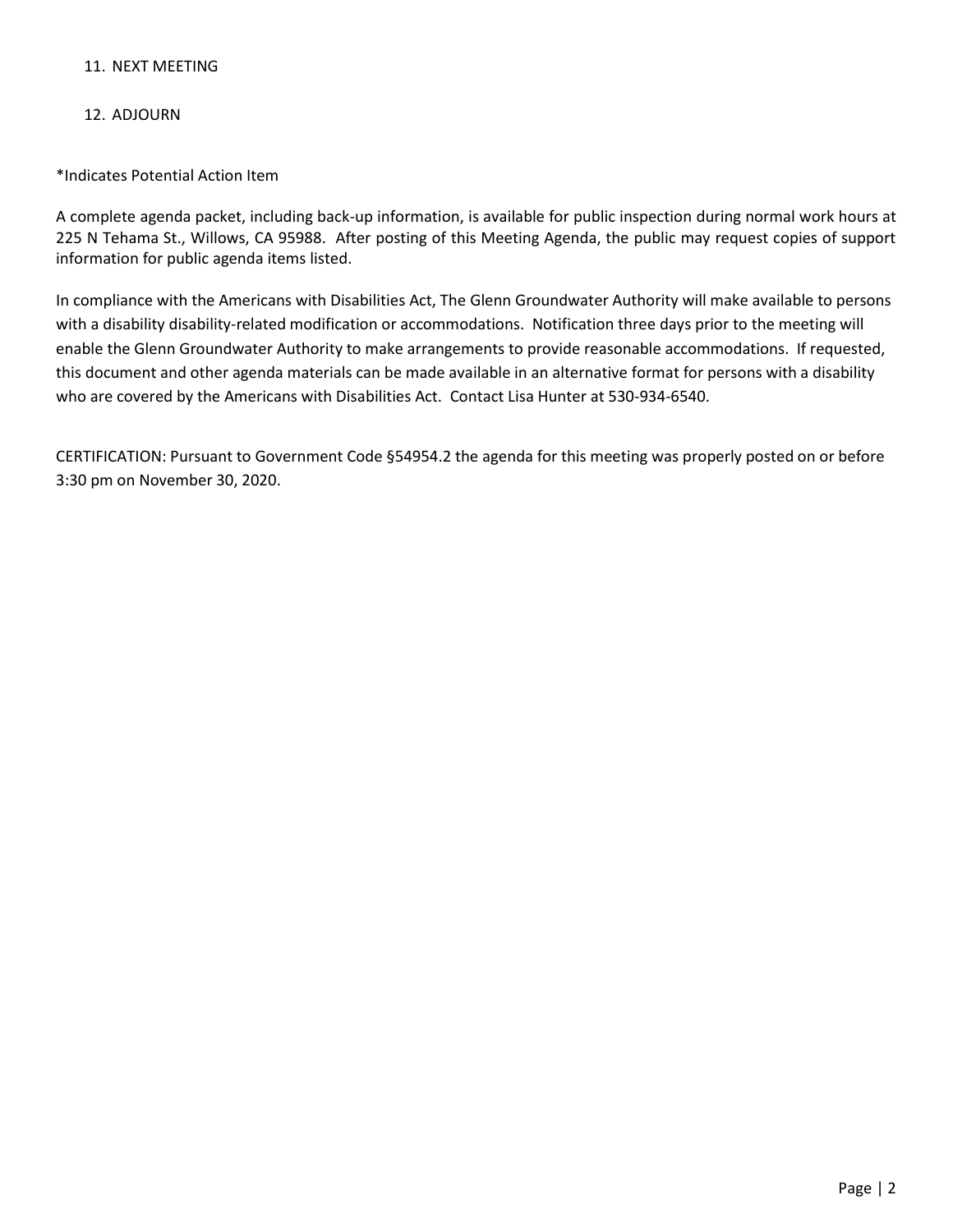11. NEXT MEETING

12. ADJOURN

*Indicates Potential Action Item

A complete agenda packet, including back-up information, is available for public inspection during normal work hours at 225 N Tehama St., Willows, CA 95988. After posting of this Meeting Agenda, the public may request copies of support information for public agenda items listed.

In compliance with the Americans with Disabilities Act, The Glenn Groundwater Authority will make available to persons with a disability disability-related modification or accommodations. Notification three days prior to the meeting will enable the Glenn Groundwater Authority to make arrangements to provide reasonable accommodations. If requested, this document and other agenda materials can be made available in an alternative format for persons with a disability who are covered by the Americans with Disabilities Act. Contact Lisa Hunter at 530-934-6540.

CERTIFICATION: Pursuant to Government Code §54954.2 the agenda for this meeting was properly posted on or before 3:30 pm on November 30, 2020.